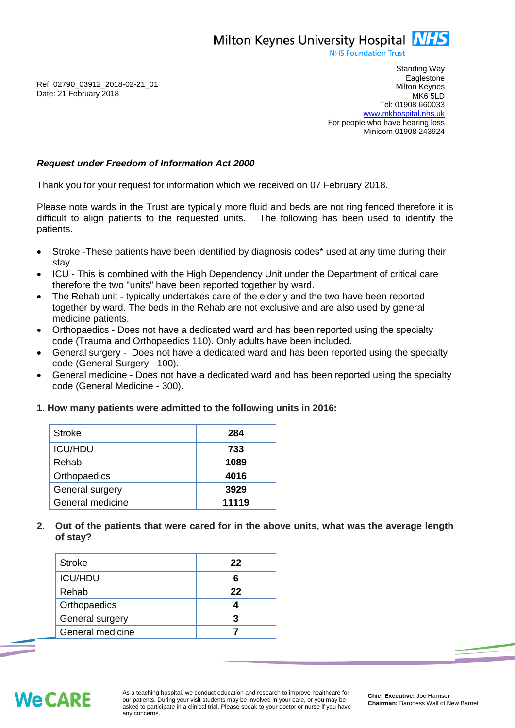Milton Keynes University Hospital NHS
NHS Foundation Trust

Standing Way
Eaglestone
Milton Keynes
MK6 5LD
Tel: 01908 660033
www.mkhospital.nhs.uk
For people who have hearing loss
Minicom 01908 243924

Ref: 02790_03912_2018-02-21_01
Date: 21 February 2018

***Request under Freedom of Information Act 2000***

Thank you for your request for information which we received on 07 February 2018.

Please note wards in the Trust are typically more fluid and beds are not ring fenced therefore it is difficult to align patients to the requested units. The following has been used to identify the patients.

- Stroke -These patients have been identified by diagnosis codes* used at any time during their stay.
- ICU - This is combined with the High Dependency Unit under the Department of critical care therefore the two "units" have been reported together by ward.
- The Rehab unit - typically undertakes care of the elderly and the two have been reported together by ward. The beds in the Rehab are not exclusive and are also used by general medicine patients.
- Orthopaedics - Does not have a dedicated ward and has been reported using the specialty code (Trauma and Orthopaedics 110). Only adults have been included.
- General surgery - Does not have a dedicated ward and has been reported using the specialty code (General Surgery - 100).
- General medicine - Does not have a dedicated ward and has been reported using the specialty code (General Medicine - 300).

**1. How many patients were admitted to the following units in 2016:**

| | |
|---|---|
| Stroke | **284** |
| ICU/HDU | **733** |
| Rehab | **1089** |
| Orthopaedics | **4016** |
| General surgery | **3929** |
| General medicine | **11119** |

**2. Out of the patients that were cared for in the above units, what was the average length of stay?**

| | |
|---|---|
| Stroke | **22** |
| ICU/HDU | **6** |
| Rehab | **22** |
| Orthopaedics | **4** |
| General surgery | **3** |
| General medicine | **7** |

We CARE

As a teaching hospital, we conduct education and research to improve healthcare for our patients. During your visit students may be involved in your care, or you may be asked to participate in a clinical trial. Please speak to your doctor or nurse if you have any concerns.

**Chief Executive:** Joe Harrison
**Chairman:** Baroness Wall of New Barnet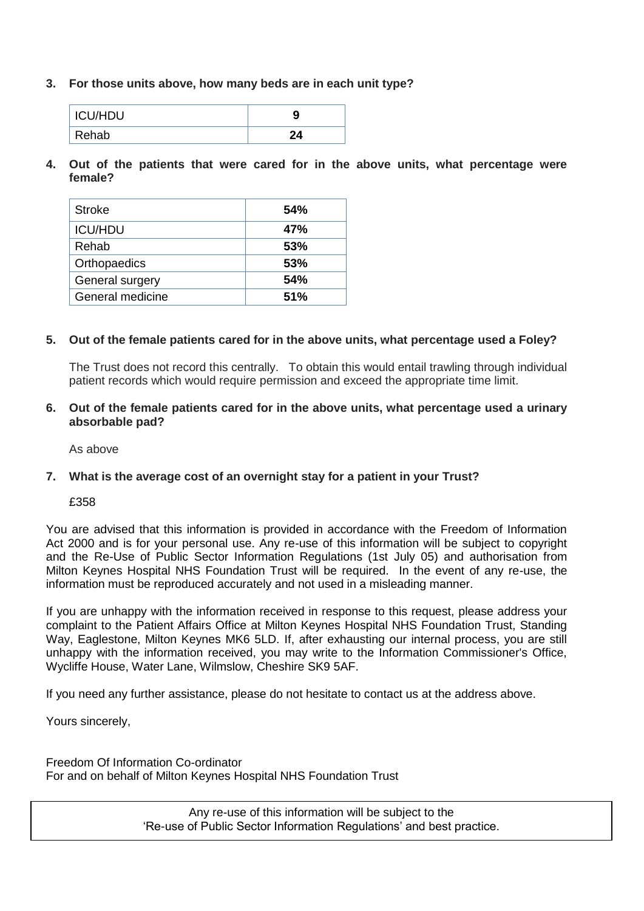**3. For those units above, how many beds are in each unit type?**

| | |
|---|---|
| ICU/HDU | **9** |
| Rehab | **24** |

**4. Out of the patients that were cared for in the above units, what percentage were female?**

| | |
|---|---|
| Stroke | **54%** |
| ICU/HDU | **47%** |
| Rehab | **53%** |
| Orthopaedics | **53%** |
| General surgery | **54%** |
| General medicine | **51%** |

**5. Out of the female patients cared for in the above units, what percentage used a Foley?**

The Trust does not record this centrally. To obtain this would entail trawling through individual patient records which would require permission and exceed the appropriate time limit.

**6. Out of the female patients cared for in the above units, what percentage used a urinary absorbable pad?**

As above

**7. What is the average cost of an overnight stay for a patient in your Trust?**

£358

You are advised that this information is provided in accordance with the Freedom of Information Act 2000 and is for your personal use. Any re-use of this information will be subject to copyright and the Re-Use of Public Sector Information Regulations (1st July 05) and authorisation from Milton Keynes Hospital NHS Foundation Trust will be required. In the event of any re-use, the information must be reproduced accurately and not used in a misleading manner.

If you are unhappy with the information received in response to this request, please address your complaint to the Patient Affairs Office at Milton Keynes Hospital NHS Foundation Trust, Standing Way, Eaglestone, Milton Keynes MK6 5LD. If, after exhausting our internal process, you are still unhappy with the information received, you may write to the Information Commissioner's Office, Wycliffe House, Water Lane, Wilmslow, Cheshire SK9 5AF.

If you need any further assistance, please do not hesitate to contact us at the address above.

Yours sincerely,

Freedom Of Information Co-ordinator
For and on behalf of Milton Keynes Hospital NHS Foundation Trust

Any re-use of this information will be subject to the 'Re-use of Public Sector Information Regulations' and best practice.